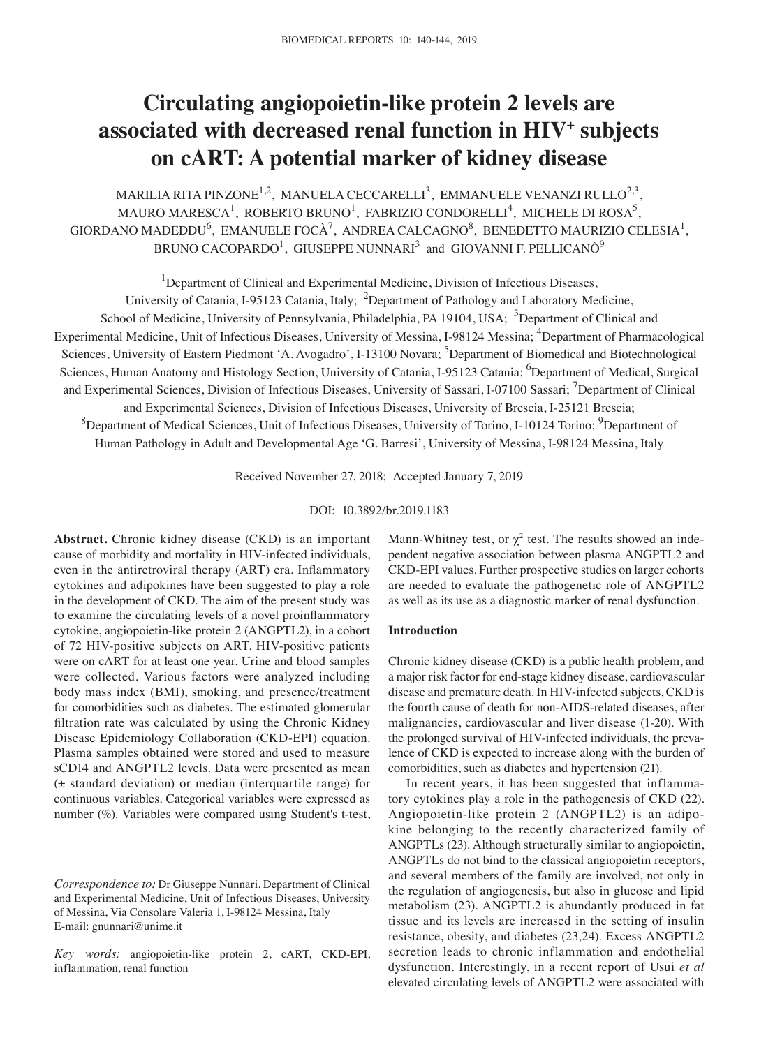# Circulating angiopoietin-like protein 2 levels are associated with decreased renal function in HIV$^+$ subjects on cART: A potential marker of kidney disease

MARILIA RITA PINZONE[1,2], MANUELA CECCARELLI[3], EMMANUELE VENANZI RULLO[2,3], MAURO MARESCA[1], ROBERTO BRUNO[1], FABRIZIO CONDORELLI[4], MICHELE DI ROSA[5], GIORDANO MADEDDU[6], EMANUELE FOCÀ[7], ANDREA CALCAGNO[8], BENEDETTO MAURIZIO CELESIA[1], BRUNO CACOPARDO[1], GIUSEPPE NUNNARI[3] and GIOVANNI F. PELLICANÒ[9]

[1]Department of Clinical and Experimental Medicine, Division of Infectious Diseases, University of Catania, I-95123 Catania, Italy; [2]Department of Pathology and Laboratory Medicine, School of Medicine, University of Pennsylvania, Philadelphia, PA 19104, USA; [3]Department of Clinical and Experimental Medicine, Unit of Infectious Diseases, University of Messina, I-98124 Messina; [4]Department of Pharmacological Sciences, University of Eastern Piedmont 'A. Avogadro', I-13100 Novara; [5]Department of Biomedical and Biotechnological Sciences, Human Anatomy and Histology Section, University of Catania, I-95123 Catania; [6]Department of Medical, Surgical and Experimental Sciences, Division of Infectious Diseases, University of Sassari, I-07100 Sassari; [7]Department of Clinical and Experimental Sciences, Division of Infectious Diseases, University of Brescia, I-25121 Brescia; [8]Department of Medical Sciences, Unit of Infectious Diseases, University of Torino, I-10124 Torino; [9]Department of Human Pathology in Adult and Developmental Age 'G. Barresi', University of Messina, I-98124 Messina, Italy

Received November 27, 2018; Accepted January 7, 2019

DOI: 10.3892/br.2019.1183

**Abstract.** Chronic kidney disease (CKD) is an important cause of morbidity and mortality in HIV-infected individuals, even in the antiretroviral therapy (ART) era. Inflammatory cytokines and adipokines have been suggested to play a role in the development of CKD. The aim of the present study was to examine the circulating levels of a novel proinflammatory cytokine, angiopoietin-like protein 2 (ANGPTL2), in a cohort of 72 HIV-positive subjects on ART. HIV-positive patients were on cART for at least one year. Urine and blood samples were collected. Various factors were analyzed including body mass index (BMI), smoking, and presence/treatment for comorbidities such as diabetes. The estimated glomerular filtration rate was calculated by using the Chronic Kidney Disease Epidemiology Collaboration (CKD-EPI) equation. Plasma samples obtained were stored and used to measure sCD14 and ANGPTL2 levels. Data were presented as mean (± standard deviation) or median (interquartile range) for continuous variables. Categorical variables were expressed as number (%). Variables were compared using Student's t-test, Mann-Whitney test, or $\chi^2$ test. The results showed an independent negative association between plasma ANGPTL2 and CKD-EPI values. Further prospective studies on larger cohorts are needed to evaluate the pathogenetic role of ANGPTL2 as well as its use as a diagnostic marker of renal dysfunction.

*Correspondence to:* Dr Giuseppe Nunnari, Department of Clinical and Experimental Medicine, Unit of Infectious Diseases, University of Messina, Via Consolare Valeria 1, I-98124 Messina, Italy
E-mail: gnunnari@unime.it

*Key words:* angiopoietin-like protein 2, cART, CKD-EPI, inflammation, renal function

## Introduction

Chronic kidney disease (CKD) is a public health problem, and a major risk factor for end-stage kidney disease, cardiovascular disease and premature death. In HIV-infected subjects, CKD is the fourth cause of death for non-AIDS-related diseases, after malignancies, cardiovascular and liver disease (1-20). With the prolonged survival of HIV-infected individuals, the prevalence of CKD is expected to increase along with the burden of comorbidities, such as diabetes and hypertension (21).

In recent years, it has been suggested that inflammatory cytokines play a role in the pathogenesis of CKD (22). Angiopoietin-like protein 2 (ANGPTL2) is an adipokine belonging to the recently characterized family of ANGPTLs (23). Although structurally similar to angiopoietin, ANGPTLs do not bind to the classical angiopoietin receptors, and several members of the family are involved, not only in the regulation of angiogenesis, but also in glucose and lipid metabolism (23). ANGPTL2 is abundantly produced in fat tissue and its levels are increased in the setting of insulin resistance, obesity, and diabetes (23,24). Excess ANGPTL2 secretion leads to chronic inflammation and endothelial dysfunction. Interestingly, in a recent report of Usui *et al* elevated circulating levels of ANGPTL2 were associated with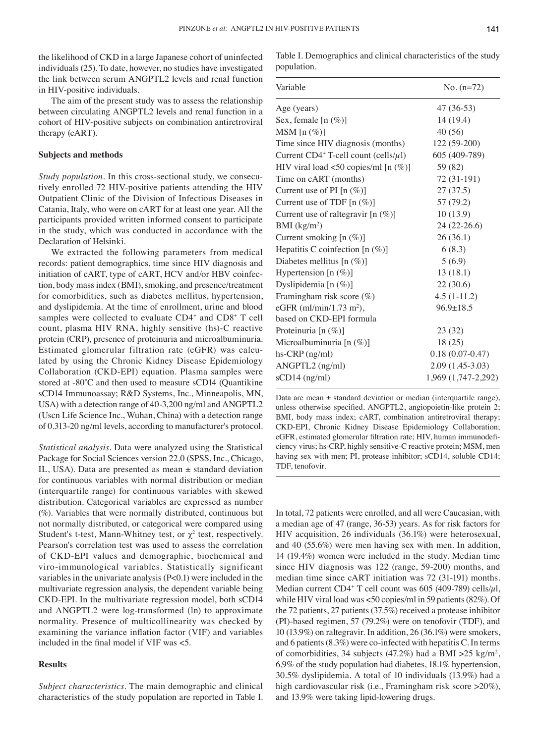the likelihood of CKD in a large Japanese cohort of uninfected individuals (25). To date, however, no studies have investigated the link between serum ANGPTL2 levels and renal function in HIV-positive individuals.

The aim of the present study was to assess the relationship between circulating ANGPTL2 levels and renal function in a cohort of HIV-positive subjects on combination antiretroviral therapy (cART).

## Subjects and methods

*Study population.* In this cross-sectional study, we consecutively enrolled 72 HIV-positive patients attending the HIV Outpatient Clinic of the Division of Infectious Diseases in Catania, Italy, who were on cART for at least one year. All the participants provided written informed consent to participate in the study, which was conducted in accordance with the Declaration of Helsinki.

We extracted the following parameters from medical records: patient demographics, time since HIV diagnosis and initiation of cART, type of cART, HCV and/or HBV coinfection, body mass index (BMI), smoking, and presence/treatment for comorbidities, such as diabetes mellitus, hypertension, and dyslipidemia. At the time of enrollment, urine and blood samples were collected to evaluate $CD4^+$ and $CD8^+$ T cell count, plasma HIV RNA, highly sensitive (hs)-C reactive protein (CRP), presence of proteinuria and microalbuminuria. Estimated glomerular filtration rate (eGFR) was calculated by using the Chronic Kidney Disease Epidemiology Collaboration (CKD-EPI) equation. Plasma samples were stored at -80˚C and then used to measure sCD14 (Quantikine sCD14 Immunoassay; R&D Systems, Inc., Minneapolis, MN, USA) with a detection range of 40-3,200 ng/ml and ANGPTL2 (Uscn Life Science Inc., Wuhan, China) with a detection range of 0.313-20 ng/ml levels, according to manufacturer's protocol.

*Statistical analysis.* Data were analyzed using the Statistical Package for Social Sciences version 22.0 (SPSS, Inc., Chicago, IL, USA). Data are presented as mean ± standard deviation for continuous variables with normal distribution or median (interquartile range) for continuous variables with skewed distribution. Categorical variables are expressed as number (%). Variables that were normally distributed, continuous but not normally distributed, or categorical were compared using Student's t-test, Mann-Whitney test, or $\chi^2$ test, respectively. Pearson's correlation test was used to assess the correlation of CKD-EPI values and demographic, biochemical and viro-immunological variables. Statistically significant variables in the univariate analysis ($P<0.1$) were included in the multivariate regression analysis, the dependent variable being CKD-EPI. In the multivariate regression model, both sCD14 and ANGPTL2 were log-transformed (ln) to approximate normality. Presence of multicollinearity was checked by examining the variance inflation factor (VIF) and variables included in the final model if VIF was <5.

## Results

*Subject characteristics.* The main demographic and clinical characteristics of the study population are reported in Table I.

Table I. Demographics and clinical characteristics of the study population.

| Variable | No. (n=72) |
|---|---|
| Age (years) | 47 (36-53) |
| Sex, female [n (%)] | 14 (19.4) |
| MSM [n (%)] | 40 (56) |
| Time since HIV diagnosis (months) | 122 (59-200) |
| Current $CD4^+$ T-cell count (cells/$\mu$l) | 605 (409-789) |
| HIV viral load <50 copies/ml [n (%)] | 59 (82) |
| Time on cART (months) | 72 (31-191) |
| Current use of PI [n (%)] | 27 (37.5) |
| Current use of TDF [n (%)] | 57 (79.2) |
| Current use of raltegravir [n (%)] | 10 (13.9) |
| BMI (kg/m$^2$) | 24 (22-26.6) |
| Current smoking [n (%)] | 26 (36.1) |
| Hepatitis C coinfection [n (%)] | 6 (8.3) |
| Diabetes mellitus [n (%)] | 5 (6.9) |
| Hypertension [n (%)] | 13 (18.1) |
| Dyslipidemia [n (%)] | 22 (30.6) |
| Framingham risk score (%) | 4.5 (1-11.2) |
| eGFR (ml/min/1.73 m$^2$), based on CKD-EPI formula | 96.9±18.5 |
| Proteinuria [n (%)] | 23 (32) |
| Microalbuminuria [n (%)] | 18 (25) |
| hs-CRP (ng/ml) | 0.18 (0.07-0.47) |
| ANGPTL2 (ng/ml) | 2.09 (1.45-3.03) |
| sCD14 (ng/ml) | 1,969 (1,747-2,292) |

Data are mean ± standard deviation or median (interquartile range), unless otherwise specified. ANGPTL2, angiopoietin-like protein 2; BMI, body mass index; cART, combination antiretroviral therapy; CKD-EPI, Chronic Kidney Disease Epidemiology Collaboration; eGFR, estimated glomerular filtration rate; HIV, human immunodeficiency virus; hs-CRP, highly sensitive-C reactive protein; MSM, men having sex with men; PI, protease inhibitor; sCD14, soluble CD14; TDF, tenofovir.

In total, 72 patients were enrolled, and all were Caucasian, with a median age of 47 (range, 36-53) years. As for risk factors for HIV acquisition, 26 individuals (36.1%) were heterosexual, and 40 (55.6%) were men having sex with men. In addition, 14 (19.4%) women were included in the study. Median time since HIV diagnosis was 122 (range, 59-200) months, and median time since cART initiation was 72 (31-191) months. Median current $CD4^+$ T cell count was 605 (409-789) cells/$\mu$l, while HIV viral load was <50 copies/ml in 59 patients (82%). Of the 72 patients, 27 patients (37.5%) received a protease inhibitor (PI)-based regimen, 57 (79.2%) were on tenofovir (TDF), and 10 (13.9%) on raltegravir. In addition, 26 (36.1%) were smokers, and 6 patients (8.3%) were co-infected with hepatitis C. In terms of comorbidities, 34 subjects (47.2%) had a BMI >25 kg/m$^2$, 6.9% of the study population had diabetes, 18.1% hypertension, 30.5% dyslipidemia. A total of 10 individuals (13.9%) had a high cardiovascular risk (i.e., Framingham risk score >20%), and 13.9% were taking lipid-lowering drugs.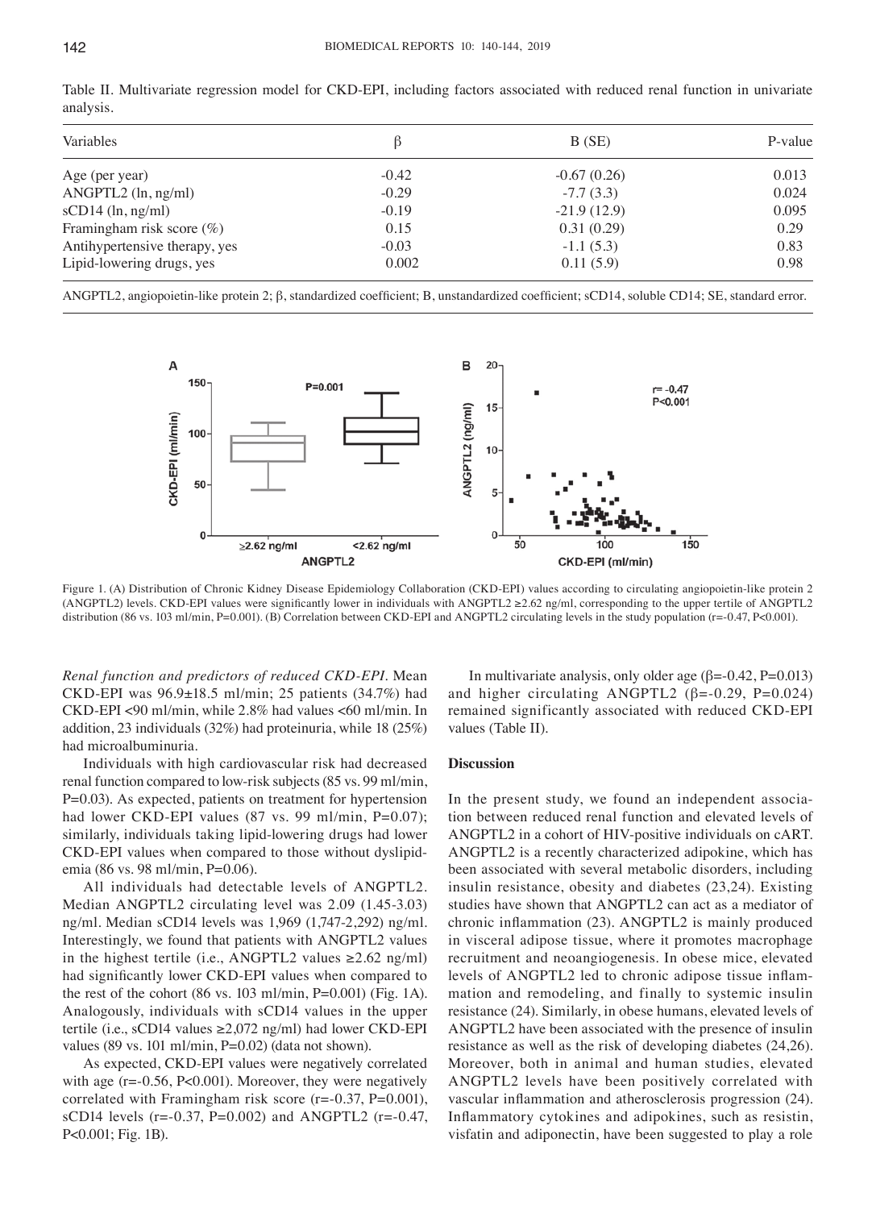Table II. Multivariate regression model for CKD-EPI, including factors associated with reduced renal function in univariate analysis.

| Variables | β | B (SE) | P-value |
|---|---|---|---|
| Age (per year) | -0.42 | -0.67 (0.26) | 0.013 |
| ANGPTL2 (ln, ng/ml) | -0.29 | -7.7 (3.3) | 0.024 |
| sCD14 (ln, ng/ml) | -0.19 | -21.9 (12.9) | 0.095 |
| Framingham risk score (%) | 0.15 | 0.31 (0.29) | 0.29 |
| Antihypertensive therapy, yes | -0.03 | -1.1 (5.3) | 0.83 |
| Lipid-lowering drugs, yes | 0.002 | 0.11 (5.9) | 0.98 |

ANGPTL2, angiopoietin-like protein 2; β, standardized coefficient; B, unstandardized coefficient; sCD14, soluble CD14; SE, standard error.

Figure 1. (A) Distribution of Chronic Kidney Disease Epidemiology Collaboration (CKD-EPI) values according to circulating angiopoietin-like protein 2 (ANGPTL2) levels. CKD-EPI values were significantly lower in individuals with ANGPTL2 ≥2.62 ng/ml, corresponding to the upper tertile of ANGPTL2 distribution (86 vs. 103 ml/min, P=0.001). (B) Correlation between CKD-EPI and ANGPTL2 circulating levels in the study population (r=-0.47, P<0.001).

*Renal function and predictors of reduced CKD-EPI.* Mean CKD-EPI was 96.9±18.5 ml/min; 25 patients (34.7%) had CKD-EPI <90 ml/min, while 2.8% had values <60 ml/min. In addition, 23 individuals (32%) had proteinuria, while 18 (25%) had microalbuminuria.

Individuals with high cardiovascular risk had decreased renal function compared to low-risk subjects (85 vs. 99 ml/min, P=0.03). As expected, patients on treatment for hypertension had lower CKD-EPI values (87 vs. 99 ml/min, P=0.07); similarly, individuals taking lipid-lowering drugs had lower CKD-EPI values when compared to those without dyslipidemia (86 vs. 98 ml/min, P=0.06).

All individuals had detectable levels of ANGPTL2. Median ANGPTL2 circulating level was 2.09 (1.45-3.03) ng/ml. Median sCD14 levels was 1,969 (1,747-2,292) ng/ml. Interestingly, we found that patients with ANGPTL2 values in the highest tertile (i.e., ANGPTL2 values ≥2.62 ng/ml) had significantly lower CKD-EPI values when compared to the rest of the cohort (86 vs. 103 ml/min, P=0.001) (Fig. 1A). Analogously, individuals with sCD14 values in the upper tertile (i.e., sCD14 values ≥2,072 ng/ml) had lower CKD-EPI values (89 vs. 101 ml/min, P=0.02) (data not shown).

As expected, CKD-EPI values were negatively correlated with age (r=-0.56, P<0.001). Moreover, they were negatively correlated with Framingham risk score (r=-0.37, P=0.001), sCD14 levels (r=-0.37, P=0.002) and ANGPTL2 (r=-0.47, P<0.001; Fig. 1B).

In multivariate analysis, only older age (β=-0.42, P=0.013) and higher circulating ANGPTL2 (β=-0.29, P=0.024) remained significantly associated with reduced CKD-EPI values (Table II).

## Discussion

In the present study, we found an independent association between reduced renal function and elevated levels of ANGPTL2 in a cohort of HIV-positive individuals on cART. ANGPTL2 is a recently characterized adipokine, which has been associated with several metabolic disorders, including insulin resistance, obesity and diabetes (23,24). Existing studies have shown that ANGPTL2 can act as a mediator of chronic inflammation (23). ANGPTL2 is mainly produced in visceral adipose tissue, where it promotes macrophage recruitment and neoangiogenesis. In obese mice, elevated levels of ANGPTL2 led to chronic adipose tissue inflammation and remodeling, and finally to systemic insulin resistance (24). Similarly, in obese humans, elevated levels of ANGPTL2 have been associated with the presence of insulin resistance as well as the risk of developing diabetes (24,26). Moreover, both in animal and human studies, elevated ANGPTL2 levels have been positively correlated with vascular inflammation and atherosclerosis progression (24). Inflammatory cytokines and adipokines, such as resistin, visfatin and adiponectin, have been suggested to play a role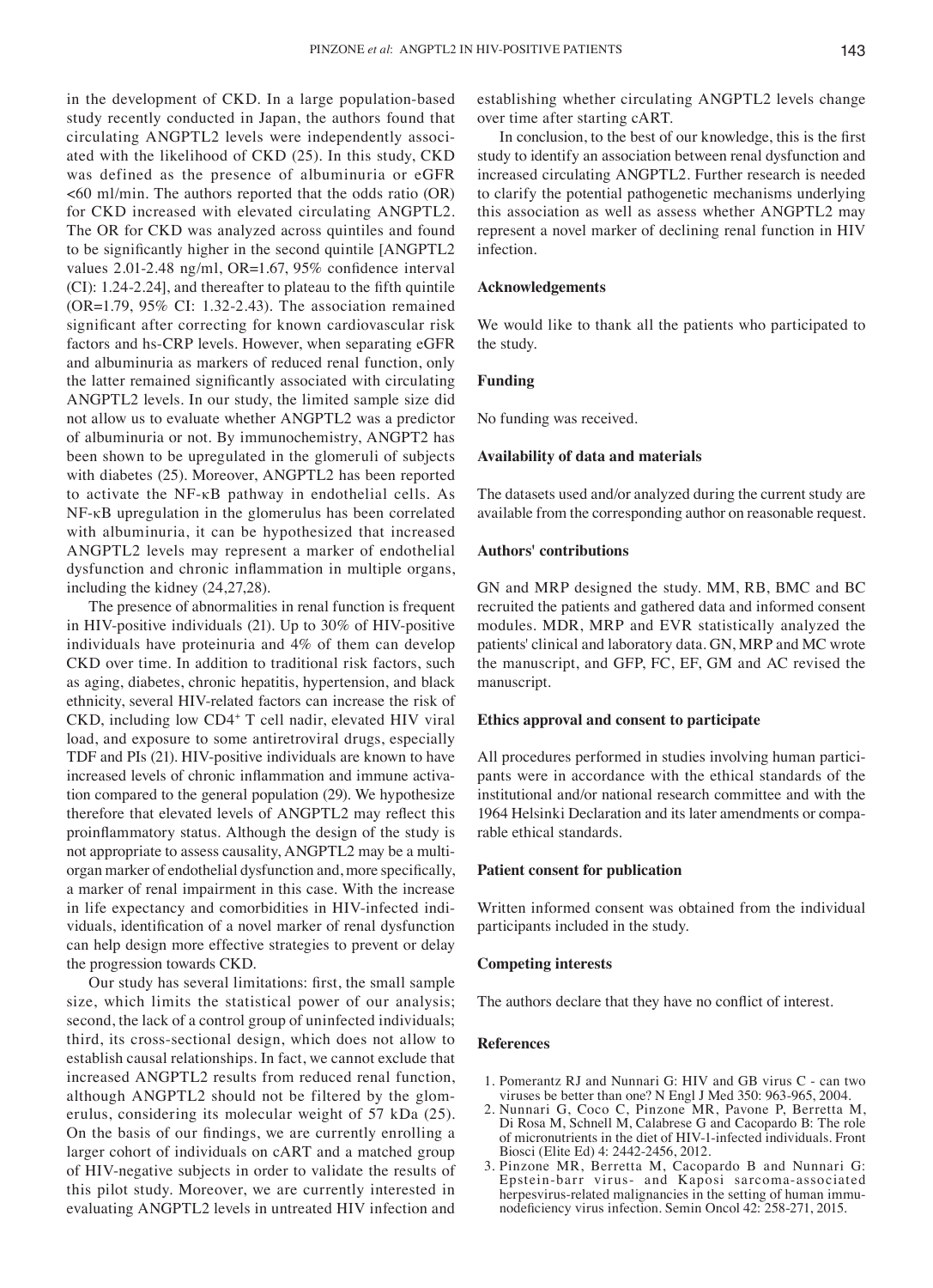in the development of CKD. In a large population-based study recently conducted in Japan, the authors found that circulating ANGPTL2 levels were independently associated with the likelihood of CKD (25). In this study, CKD was defined as the presence of albuminuria or eGFR <60 ml/min. The authors reported that the odds ratio (OR) for CKD increased with elevated circulating ANGPTL2. The OR for CKD was analyzed across quintiles and found to be significantly higher in the second quintile [ANGPTL2 values 2.01-2.48 ng/ml, OR=1.67, 95% confidence interval (CI): 1.24-2.24], and thereafter to plateau to the fifth quintile (OR=1.79, 95% CI: 1.32-2.43). The association remained significant after correcting for known cardiovascular risk factors and hs-CRP levels. However, when separating eGFR and albuminuria as markers of reduced renal function, only the latter remained significantly associated with circulating ANGPTL2 levels. In our study, the limited sample size did not allow us to evaluate whether ANGPTL2 was a predictor of albuminuria or not. By immunochemistry, ANGPT2 has been shown to be upregulated in the glomeruli of subjects with diabetes (25). Moreover, ANGPTL2 has been reported to activate the NF-κB pathway in endothelial cells. As NF-κB upregulation in the glomerulus has been correlated with albuminuria, it can be hypothesized that increased ANGPTL2 levels may represent a marker of endothelial dysfunction and chronic inflammation in multiple organs, including the kidney (24,27,28).

The presence of abnormalities in renal function is frequent in HIV-positive individuals (21). Up to 30% of HIV-positive individuals have proteinuria and 4% of them can develop CKD over time. In addition to traditional risk factors, such as aging, diabetes, chronic hepatitis, hypertension, and black ethnicity, several HIV-related factors can increase the risk of CKD, including low $CD4^+$ T cell nadir, elevated HIV viral load, and exposure to some antiretroviral drugs, especially TDF and PIs (21). HIV-positive individuals are known to have increased levels of chronic inflammation and immune activation compared to the general population (29). We hypothesize therefore that elevated levels of ANGPTL2 may reflect this proinflammatory status. Although the design of the study is not appropriate to assess causality, ANGPTL2 may be a multi-organ marker of endothelial dysfunction and, more specifically, a marker of renal impairment in this case. With the increase in life expectancy and comorbidities in HIV-infected individuals, identification of a novel marker of renal dysfunction can help design more effective strategies to prevent or delay the progression towards CKD.

Our study has several limitations: first, the small sample size, which limits the statistical power of our analysis; second, the lack of a control group of uninfected individuals; third, its cross-sectional design, which does not allow to establish causal relationships. In fact, we cannot exclude that increased ANGPTL2 results from reduced renal function, although ANGPTL2 should not be filtered by the glomerulus, considering its molecular weight of 57 kDa (25). On the basis of our findings, we are currently enrolling a larger cohort of individuals on cART and a matched group of HIV-negative subjects in order to validate the results of this pilot study. Moreover, we are currently interested in evaluating ANGPTL2 levels in untreated HIV infection and establishing whether circulating ANGPTL2 levels change over time after starting cART.

In conclusion, to the best of our knowledge, this is the first study to identify an association between renal dysfunction and increased circulating ANGPTL2. Further research is needed to clarify the potential pathogenetic mechanisms underlying this association as well as assess whether ANGPTL2 may represent a novel marker of declining renal function in HIV infection.

## Acknowledgements

We would like to thank all the patients who participated to the study.

## Funding

No funding was received.

## Availability of data and materials

The datasets used and/or analyzed during the current study are available from the corresponding author on reasonable request.

## Authors' contributions

GN and MRP designed the study. MM, RB, BMC and BC recruited the patients and gathered data and informed consent modules. MDR, MRP and EVR statistically analyzed the patients' clinical and laboratory data. GN, MRP and MC wrote the manuscript, and GFP, FC, EF, GM and AC revised the manuscript.

## Ethics approval and consent to participate

All procedures performed in studies involving human participants were in accordance with the ethical standards of the institutional and/or national research committee and with the 1964 Helsinki Declaration and its later amendments or comparable ethical standards.

## Patient consent for publication

Written informed consent was obtained from the individual participants included in the study.

## Competing interests

The authors declare that they have no conflict of interest.

## References

1. Pomerantz RJ and Nunnari G: HIV and GB virus C - can two viruses be better than one? N Engl J Med 350: 963-965, 2004.
2. Nunnari G, Coco C, Pinzone MR, Pavone P, Berretta M, Di Rosa M, Schnell M, Calabrese G and Cacopardo B: The role of micronutrients in the diet of HIV-1-infected individuals. Front Biosci (Elite Ed) 4: 2442-2456, 2012.
3. Pinzone MR, Berretta M, Cacopardo B and Nunnari G: Epstein-barr virus- and Kaposi sarcoma-associated herpesvirus-related malignancies in the setting of human immunodeficiency virus infection. Semin Oncol 42: 258-271, 2015.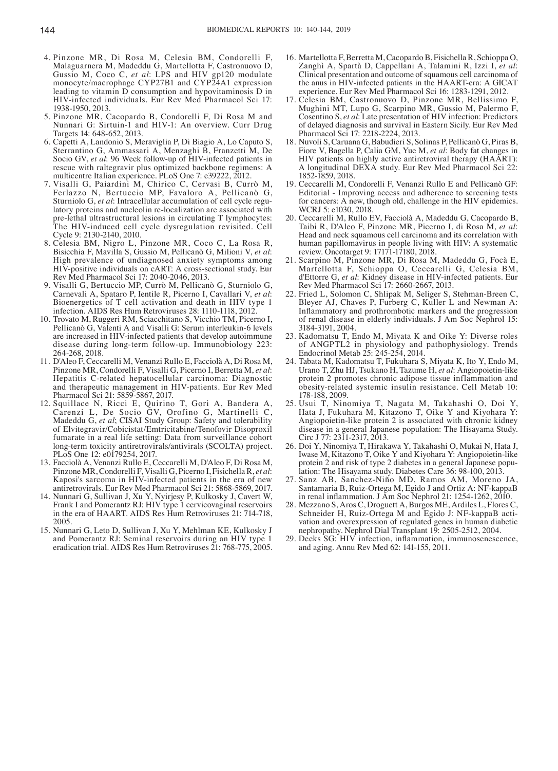4. Pinzone MR, Di Rosa M, Celesia BM, Condorelli F, Malaguarnera M, Madeddu G, Martellotta F, Castronuovo D, Gussio M, Coco C, *et al*: LPS and HIV gp120 modulate monocyte/macrophage CYP27B1 and CYP24A1 expression leading to vitamin D consumption and hypovitaminosis D in HIV-infected individuals. Eur Rev Med Pharmacol Sci 17: 1938-1950, 2013.
5. Pinzone MR, Cacopardo B, Condorelli F, Di Rosa M and Nunnari G: Sirtuin-1 and HIV-1: An overview. Curr Drug Targets 14: 648-652, 2013.
6. Capetti A, Landonio S, Meraviglia P, Di Biagio A, Lo Caputo S, Sterrantino G, Ammassari A, Menzaghi B, Franzetti M, De Socio GV, *et al*: 96 Week follow-up of HIV-infected patients in rescue with raltegravir plus optimized backbone regimens: A multicentre Italian experience. PLoS One 7: e39222, 2012.
7. Visalli G, Paiardini M, Chirico C, Cervasi B, Currò M, Ferlazzo N, Bertuccio MP, Favaloro A, Pellicanò G, Sturniolo G, *et al*: Intracellular accumulation of cell cycle regulatory proteins and nucleolin re-localization are associated with pre-lethal ultrastructural lesions in circulating T lymphocytes: The HIV-induced cell cycle dysregulation revisited. Cell Cycle 9: 2130-2140, 2010.
8. Celesia BM, Nigro L, Pinzone MR, Coco C, La Rosa R, Bisicchia F, Mavilla S, Gussio M, Pellicanò G, Milioni V, *et al*: High prevalence of undiagnosed anxiety symptoms among HIV-positive individuals on cART: A cross-sectional study. Eur Rev Med Pharmacol Sci 17: 2040-2046, 2013.
9. Visalli G, Bertuccio MP, Currò M, Pellicanò G, Sturniolo G, Carnevali A, Spataro P, Ientile R, Picerno I, Cavallari V, *et al*: Bioenergetics of T cell activation and death in HIV type 1 infection. AIDS Res Hum Retroviruses 28: 1110-1118, 2012.
10. Trovato M, Ruggeri RM, Sciacchitano S, Vicchio TM, Picerno I, Pellicanò G, Valenti A and Visalli G: Serum interleukin-6 levels are increased in HIV-infected patients that develop autoimmune disease during long-term follow-up. Immunobiology 223: 264-268, 2018.
11. D'Aleo F, Ceccarelli M, Venanzi Rullo E, Facciolà A, Di Rosa M, Pinzone MR, Condorelli F, Visalli G, Picerno I, Berretta M, *et al*: Hepatitis C-related hepatocellular carcinoma: Diagnostic and therapeutic management in HIV-patients. Eur Rev Med Pharmacol Sci 21: 5859-5867, 2017.
12. Squillace N, Ricci E, Quirino T, Gori A, Bandera A, Carenzi L, De Socio GV, Orofino G, Martinelli C, Madeddu G, *et al*; CISAI Study Group: Safety and tolerability of Elvitegravir/Cobicistat/Emtricitabine/Tenofovir Disoproxil fumarate in a real life setting: Data from surveillance cohort long-term toxicity antiretrovirals/antivirals (SCOLTA) project. PLoS One 12: e0179254, 2017.
13. Facciolà A, Venanzi Rullo E, Ceccarelli M, D'Aleo F, Di Rosa M, Pinzone MR, Condorelli F, Visalli G, Picerno I, Fisichella R, *et al*: Kaposi's sarcoma in HIV-infected patients in the era of new antiretrovirals. Eur Rev Med Pharmacol Sci 21: 5868-5869, 2017.
14. Nunnari G, Sullivan J, Xu Y, Nyirjesy P, Kulkosky J, Cavert W, Frank I and Pomerantz RJ: HIV type 1 cervicovaginal reservoirs in the era of HAART. AIDS Res Hum Retroviruses 21: 714-718, 2005.
15. Nunnari G, Leto D, Sullivan J, Xu Y, Mehlman KE, Kulkosky J and Pomerantz RJ: Seminal reservoirs during an HIV type 1 eradication trial. AIDS Res Hum Retroviruses 21: 768-775, 2005.
16. Martellotta F, Berretta M, Cacopardo B, Fisichella R, Schioppa O, Zanghì A, Spartà D, Cappellani A, Talamini R, Izzi I, *et al*: Clinical presentation and outcome of squamous cell carcinoma of the anus in HIV-infected patients in the HAART-era: A GICAT experience. Eur Rev Med Pharmacol Sci 16: 1283-1291, 2012.
17. Celesia BM, Castronuovo D, Pinzone MR, Bellissimo F, Mughini MT, Lupo G, Scarpino MR, Gussio M, Palermo F, Cosentino S, *et al*: Late presentation of HIV infection: Predictors of delayed diagnosis and survival in Eastern Sicily. Eur Rev Med Pharmacol Sci 17: 2218-2224, 2013.
18. Nuvoli S, Caruana G, Babudieri S, Solinas P, Pellicanò G, Piras B, Fiore V, Bagella P, Calia GM, Yue M, *et al*: Body fat changes in HIV patients on highly active antiretroviral therapy (HAART): A longitudinal DEXA study. Eur Rev Med Pharmacol Sci 22: 1852-1859, 2018.
19. Ceccarelli M, Condorelli F, Venanzi Rullo E and Pellicanò GF: Editorial - Improving access and adherence to screening tests for cancers: A new, though old, challenge in the HIV epidemics. WCRJ 5: e1030, 2018.
20. Ceccarelli M, Rullo EV, Facciolà A, Madeddu G, Cacopardo B, Taibi R, D'Aleo F, Pinzone MR, Picerno I, di Rosa M, *et al*: Head and neck squamous cell carcinoma and its correlation with human papillomavirus in people living with HIV: A systematic review. Oncotarget 9: 17171-17180, 2018.
21. Scarpino M, Pinzone MR, Di Rosa M, Madeddu G, Focà E, Martellotta F, Schioppa O, Ceccarelli G, Celesia BM, d'Ettorre G, *et al*: Kidney disease in HIV-infected patients. Eur Rev Med Pharmacol Sci 17: 2660-2667, 2013.
22. Fried L, Solomon C, Shlipak M, Seliger S, Stehman-Breen C, Bleyer AJ, Chaves P, Furberg C, Kuller L and Newman A: Inflammatory and prothrombotic markers and the progression of renal disease in elderly individuals. J Am Soc Nephrol 15: 3184-3191, 2004.
23. Kadomatsu T, Endo M, Miyata K and Oike Y: Diverse roles of ANGPTL2 in physiology and pathophysiology. Trends Endocrinol Metab 25: 245-254, 2014.
24. Tabata M, Kadomatsu T, Fukuhara S, Miyata K, Ito Y, Endo M, Urano T, Zhu HJ, Tsukano H, Tazume H, *et al*: Angiopoietin-like protein 2 promotes chronic adipose tissue inflammation and obesity-related systemic insulin resistance. Cell Metab 10: 178-188, 2009.
25. Usui T, Ninomiya T, Nagata M, Takahashi O, Doi Y, Hata J, Fukuhara M, Kitazono T, Oike Y and Kiyohara Y: Angiopoietin-like protein 2 is associated with chronic kidney disease in a general Japanese population: The Hisayama Study. Circ J 77: 2311-2317, 2013.
26. Doi Y, Ninomiya T, Hirakawa Y, Takahashi O, Mukai N, Hata J, Iwase M, Kitazono T, Oike Y and Kiyohara Y: Angiopoietin-like protein 2 and risk of type 2 diabetes in a general Japanese population: The Hisayama study. Diabetes Care 36: 98-100, 2013.
27. Sanz AB, Sanchez-Niño MD, Ramos AM, Moreno JA, Santamaria B, Ruiz-Ortega M, Egido J and Ortiz A: NF-kappaB in renal inflammation. J Am Soc Nephrol 21: 1254-1262, 2010.
28. Mezzano S, Aros C, Droguett A, Burgos ME, Ardiles L, Flores C, Schneider H, Ruiz-Ortega M and Egido J: NF-kappaB activation and overexpression of regulated genes in human diabetic nephropathy. Nephrol Dial Transplant 19: 2505-2512, 2004.
29. Deeks SG: HIV infection, inflammation, immunosenescence, and aging. Annu Rev Med 62: 141-155, 2011.